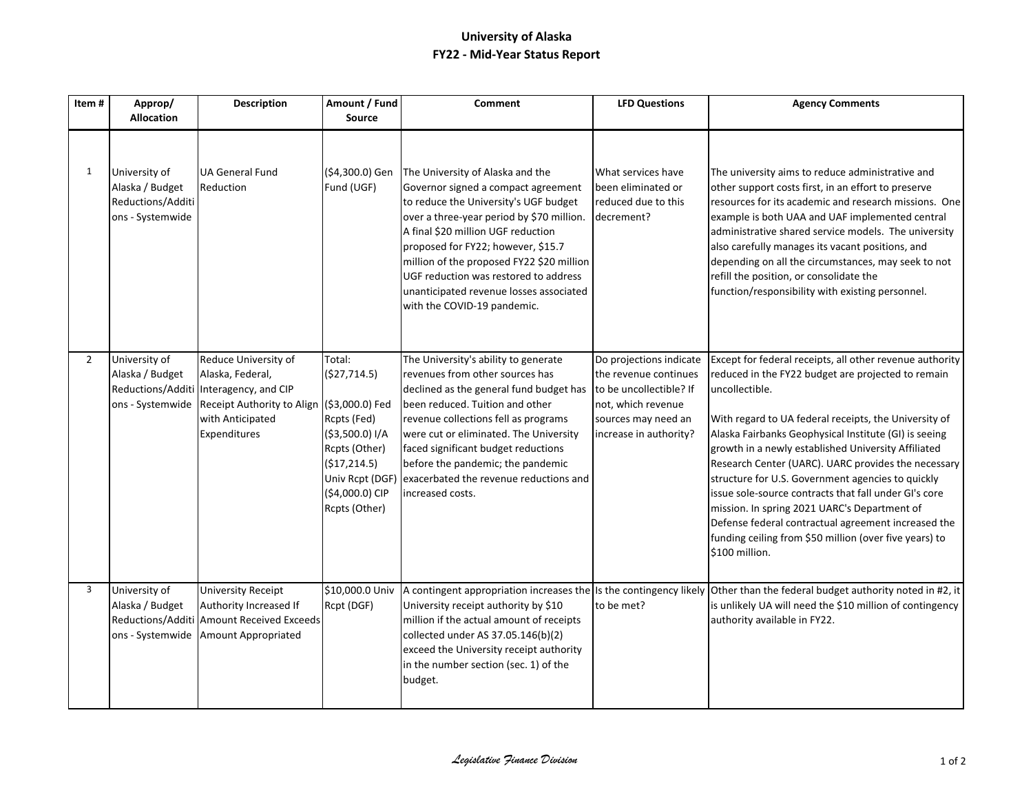# University of Alaska
## FY22 - Mid-Year Status Report

| Item # | Approp/ Allocation | Description | Amount / Fund Source | Comment | LFD Questions | Agency Comments |
|---|---|---|---|---|---|---|
| 1 | University of Alaska / Budget Reductions/Additions - Systemwide | UA General Fund Reduction | ($4,300.0) Gen Fund (UGF) | The University of Alaska and the Governor signed a compact agreement to reduce the University's UGF budget over a three-year period by $70 million. A final $20 million UGF reduction proposed for FY22; however, $15.7 million of the proposed FY22 $20 million UGF reduction was restored to address unanticipated revenue losses associated with the COVID-19 pandemic. | What services have been eliminated or reduced due to this decrement? | The university aims to reduce administrative and other support costs first, in an effort to preserve resources for its academic and research missions. One example is both UAA and UAF implemented central administrative shared service models. The university also carefully manages its vacant positions, and depending on all the circumstances, may seek to not refill the position, or consolidate the function/responsibility with existing personnel. |
| 2 | University of Alaska / Budget Reductions/Additions - Systemwide | Reduce University of Alaska, Federal, Interagency, and CIP Receipt Authority to Align with Anticipated Expenditures | Total: ($27,714.5)<br><br>($3,000.0) Fed Rcpts (Fed)<br>($3,500.0) I/A Rcpts (Other)<br>($17,214.5) Univ Rcpt (DGF)<br>($4,000.0) CIP Rcpts (Other) | The University's ability to generate revenues from other sources has declined as the general fund budget has been reduced. Tuition and other revenue collections fell as programs were cut or eliminated. The University faced significant budget reductions before the pandemic; the pandemic exacerbated the revenue reductions and increased costs. | Do projections indicate the revenue continues to be uncollectible? If not, which revenue sources may need an increase in authority? | Except for federal receipts, all other revenue authority reduced in the FY22 budget are projected to remain uncollectible.<br><br>With regard to UA federal receipts, the University of Alaska Fairbanks Geophysical Institute (GI) is seeing growth in a newly established University Affiliated Research Center (UARC). UARC provides the necessary structure for U.S. Government agencies to quickly issue sole-source contracts that fall under GI's core mission. In spring 2021 UARC's Department of Defense federal contractual agreement increased the funding ceiling from $50 million (over five years) to $100 million. |
| 3 | University of Alaska / Budget Reductions/Additions - Systemwide | University Receipt Authority Increased If Amount Received Exceeds Amount Appropriated | $10,000.0 Univ Rcpt (DGF) | A contingent appropriation increases the University receipt authority by $10 million if the actual amount of receipts collected under AS 37.05.146(b)(2) exceed the University receipt authority in the number section (sec. 1) of the budget. | Is the contingency likely to be met? | Other than the federal budget authority noted in #2, it is unlikely UA will need the $10 million of contingency authority available in FY22. |

*Legislative Finance Division*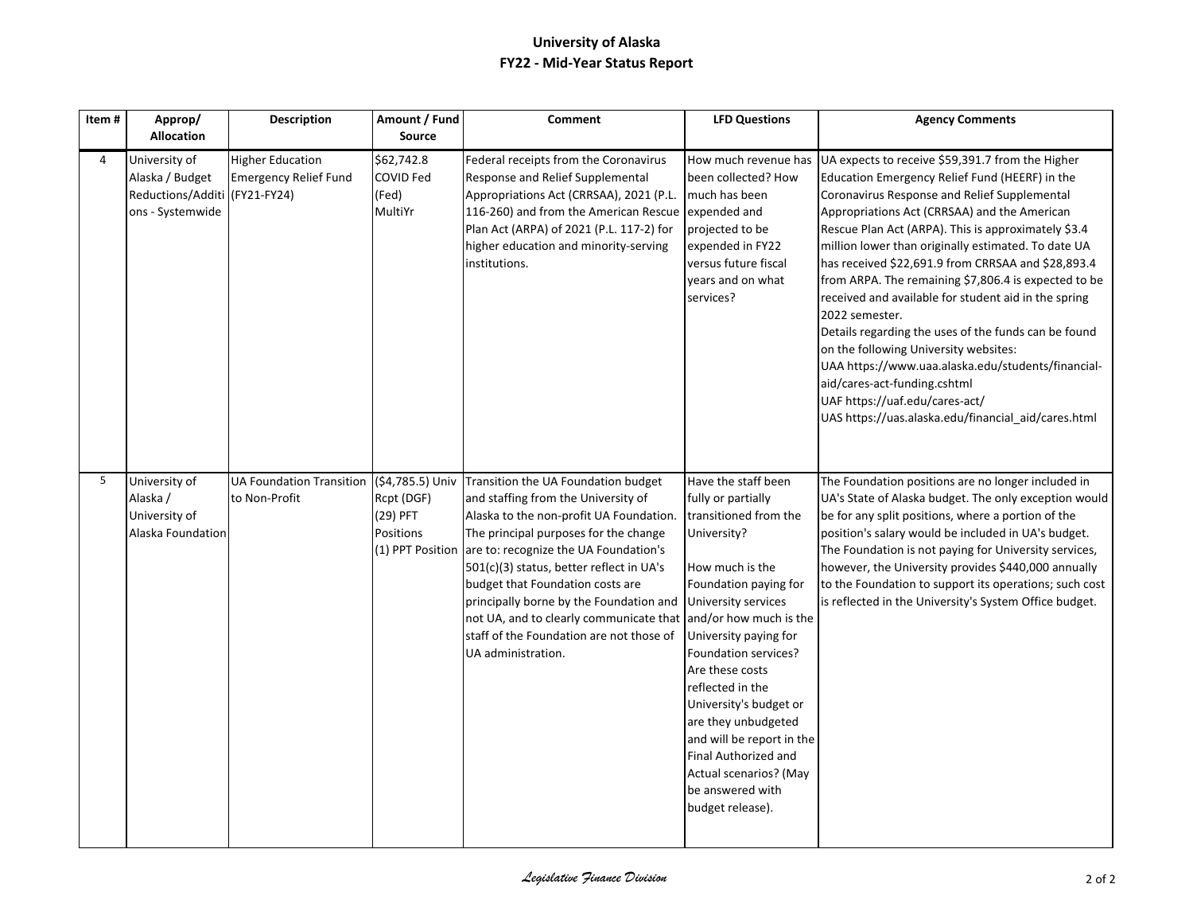# University of Alaska

## FY22 - Mid-Year Status Report

| Item # | Approp/ Allocation | Description | Amount / Fund Source | Comment | LFD Questions | Agency Comments |
|---|---|---|---|---|---|---|
| 4 | University of Alaska / Budget Reductions/Additions - Systemwide | Higher Education Emergency Relief Fund (FY21-FY24) | $62,742.8 COVID Fed (Fed) MultiYr | Federal receipts from the Coronavirus Response and Relief Supplemental Appropriations Act (CRRSAA), 2021 (P.L. 116-260) and from the American Rescue Plan Act (ARPA) of 2021 (P.L. 117-2) for higher education and minority-serving institutions. | How much revenue has been collected? How much has been expended and projected to be expended in FY22 versus future fiscal years and on what services? | UA expects to receive $59,391.7 from the Higher Education Emergency Relief Fund (HEERF) in the Coronavirus Response and Relief Supplemental Appropriations Act (CRRSAA) and the American Rescue Plan Act (ARPA). This is approximately $3.4 million lower than originally estimated. To date UA has received $22,691.9 from CRRSAA and $28,893.4 from ARPA. The remaining $7,806.4 is expected to be received and available for student aid in the spring 2022 semester.<br>Details regarding the uses of the funds can be found on the following University websites:<br>UAA https://www.uaa.alaska.edu/students/financial-aid/cares-act-funding.cshtml<br>UAF https://uaf.edu/cares-act/<br>UAS https://uas.alaska.edu/financial_aid/cares.html |
| 5 | University of Alaska / University of Alaska Foundation | UA Foundation Transition to Non-Profit | ($4,785.5) Univ Rcpt (DGF)<br>(29) PFT Positions<br>(1) PPT Position | Transition the UA Foundation budget and staffing from the University of Alaska to the non-profit UA Foundation. The principal purposes for the change are to: recognize the UA Foundation's 501(c)(3) status, better reflect in UA's budget that Foundation costs are principally borne by the Foundation and not UA, and to clearly communicate that staff of the Foundation are not those of UA administration. | Have the staff been fully or partially transitioned from the University?<br><br>How much is the Foundation paying for University services and/or how much is the University paying for Foundation services? Are these costs reflected in the University's budget or are they unbudgeted and will be report in the Final Authorized and Actual scenarios? (May be answered with budget release). | The Foundation positions are no longer included in UA's State of Alaska budget. The only exception would be for any split positions, where a portion of the position's salary would be included in UA's budget. The Foundation is not paying for University services, however, the University provides $440,000 annually to the Foundation to support its operations; such cost is reflected in the University's System Office budget. |

*Legislative Finance Division*